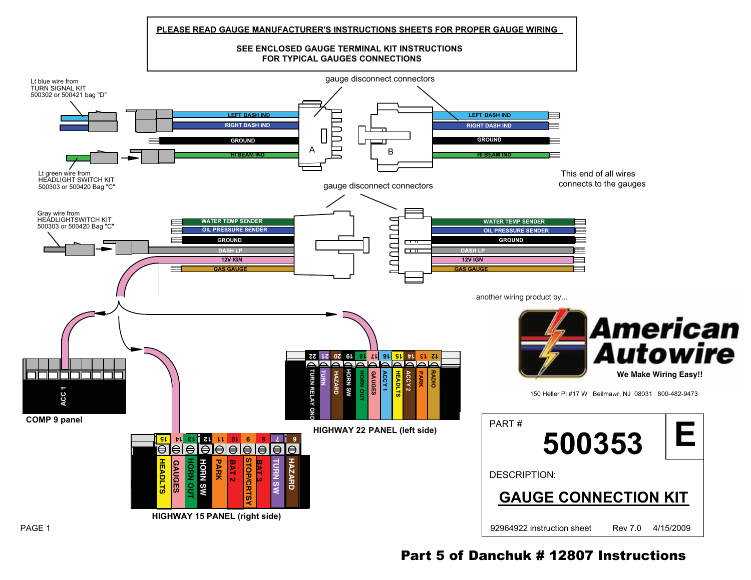**PLEASE READ GAUGE MANUFACTURER'S INSTRUCTIONS SHEETS FOR PROPER GAUGE WIRING**

**SEE ENCLOSED GAUGE TERMINAL KIT INSTRUCTIONS FOR TYPICAL GAUGES CONNECTIONS**

gauge disconnect connectors

Lt blue wire from TURN SIGNAL KIT 500302 or 500421 bag "D"

Lt green wire from HEADLIGHT SWITCH KIT 500303 or 500420 Bag "C"

LEFT DASH IND
RIGHT DASH IND
GROUND
HI BEAM IND

A

B

This end of all wires connects to the gauges

gauge disconnect connectors

Gray wire from HEADLIGHTSWITCH KIT 500303 or 500420 Bag "C"

WATER TEMP SENDER
OIL PRESSURE SENDER
GROUND
DASH LP
12V IGN
GAS GAUGE

ACC 1

**COMP 9 panel**

| 22 | 21 | 20 | 19 | 18 | 17 | 16 | 15 | 14 | 13 | 12 |
|---|---|---|---|---|---|---|---|---|---|---|
| TURN RELAY GND | TURN | HAZARD | HORN SW | HORN OUT | GAUGES | ACCY 1 | HEADLTS | ACCY 2 | PARK | RADIO |

**HIGHWAY 22 PANEL (left side)**

| 15 | 14 | 13 | 12 | 11 | 10 | 9 | 8 | 7 | 6 |
|---|---|---|---|---|---|---|---|---|---|
| HEADLTS | GAUGES | HORN OUT | HORN SW | PARK | BAT 2 | STOP/CRTSY | BAT 3 | TURN SW | HAZARD |

**HIGHWAY 15 PANEL (right side)**

another wiring product by...

**American Autowire**

**We Make Wiring Easy!!**

150 Heller Pl #17 W Bellmawr, NJ 08031 800-482-9473

PART #

**500353**

**E**

DESCRIPTION:

**GAUGE CONNECTION KIT**

92964922 instruction sheet Rev 7.0 4/15/2009

**Part 5 of Danchuk # 12807 Instructions**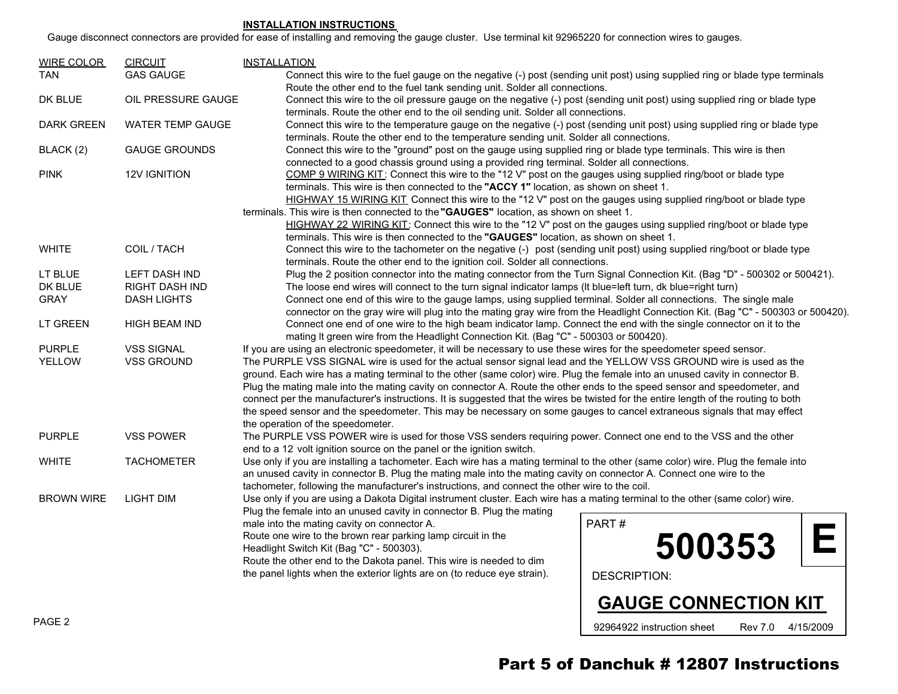## INSTALLATION INSTRUCTIONS

Gauge disconnect connectors are provided for ease of installing and removing the gauge cluster. Use terminal kit 92965220 for connection wires to gauges.

| WIRE COLOR | CIRCUIT | INSTALLATION |
|---|---|---|
| TAN | GAS GAUGE | Connect this wire to the fuel gauge on the negative (-) post (sending unit post) using supplied ring or blade type terminals Route the other end to the fuel tank sending unit. Solder all connections. |
| DK BLUE | OIL PRESSURE GAUGE | Connect this wire to the oil pressure gauge on the negative (-) post (sending unit post) using supplied ring or blade type terminals. Route the other end to the oil sending unit. Solder all connections. |
| DARK GREEN | WATER TEMP GAUGE | Connect this wire to the temperature gauge on the negative (-) post (sending unit post) using supplied ring or blade type terminals. Route the other end to the temperature sending unit. Solder all connections. |
| BLACK (2) | GAUGE GROUNDS | Connect this wire to the "ground" post on the gauge using supplied ring or blade type terminals. This wire is then connected to a good chassis ground using a provided ring terminal. Solder all connections. |
| PINK | 12V IGNITION | COMP 9 WIRING KIT: Connect this wire to the "12 V" post on the gauges using supplied ring/boot or blade type terminals. This wire is then connected to the **"ACCY 1"** location, as shown on sheet 1. HIGHWAY 15 WIRING KIT Connect this wire to the "12 V" post on the gauges using supplied ring/boot or blade type terminals. This wire is then connected to the **"GAUGES"** location, as shown on sheet 1. HIGHWAY 22 WIRING KIT: Connect this wire to the "12 V" post on the gauges using supplied ring/boot or blade type terminals. This wire is then connected to the **"GAUGES"** location, as shown on sheet 1. |
| WHITE | COIL / TACH | Connect this wire to the tachometer on the negative (-) post (sending unit post) using supplied ring/boot or blade type terminals. Route the other end to the ignition coil. Solder all connections. |
| LT BLUE | LEFT DASH IND | Plug the 2 position connector into the mating connector from the Turn Signal Connection Kit. (Bag "D" - 500302 or 500421). |
| DK BLUE | RIGHT DASH IND | The loose end wires will connect to the turn signal indicator lamps (lt blue=left turn, dk blue=right turn) |
| GRAY | DASH LIGHTS | Connect one end of this wire to the gauge lamps, using supplied terminal. Solder all connections. The single male connector on the gray wire will plug into the mating gray wire from the Headlight Connection Kit. (Bag "C" - 500303 or 500420). |
| LT GREEN | HIGH BEAM IND | Connect one end of one wire to the high beam indicator lamp. Connect the end with the single connector on it to the mating lt green wire from the Headlight Connection Kit. (Bag "C" - 500303 or 500420). |
| PURPLE | VSS SIGNAL | If you are using an electronic speedometer, it will be necessary to use these wires for the speedometer speed sensor. |
| YELLOW | VSS GROUND | The PURPLE VSS SIGNAL wire is used for the actual sensor signal lead and the YELLOW VSS GROUND wire is used as the ground. Each wire has a mating terminal to the other (same color) wire. Plug the female into an unused cavity in connector B. Plug the mating male into the mating cavity on connector A. Route the other ends to the speed sensor and speedometer, and connect per the manufacturer's instructions. It is suggested that the wires be twisted for the entire length of the routing to both the speed sensor and the speedometer. This may be necessary on some gauges to cancel extraneous signals that may effect the operation of the speedometer. |
| PURPLE | VSS POWER | The PURPLE VSS POWER wire is used for those VSS senders requiring power. Connect one end to the VSS and the other end to a 12 volt ignition source on the panel or the ignition switch. |
| WHITE | TACHOMETER | Use only if you are installing a tachometer. Each wire has a mating terminal to the other (same color) wire. Plug the female into an unused cavity in connector B. Plug the mating male into the mating cavity on connector A. Connect one wire to the tachometer, following the manufacturer's instructions, and connect the other wire to the coil. |
| BROWN WIRE | LIGHT DIM | Use only if you are using a Dakota Digital instrument cluster. Each wire has a mating terminal to the other (same color) wire. Plug the female into an unused cavity in connector B. Plug the mating male into the mating cavity on connector A. Route one wire to the brown rear parking lamp circuit in the Headlight Switch Kit (Bag "C" - 500303). Route the other end to the Dakota panel. This wire is needed to dim the panel lights when the exterior lights are on (to reduce eye strain). |

PART # **500353** **E**

DESCRIPTION:

**GAUGE CONNECTION KIT**

92964922 instruction sheet Rev 7.0 4/15/2009

**Part 5 of Danchuk # 12807 Instructions**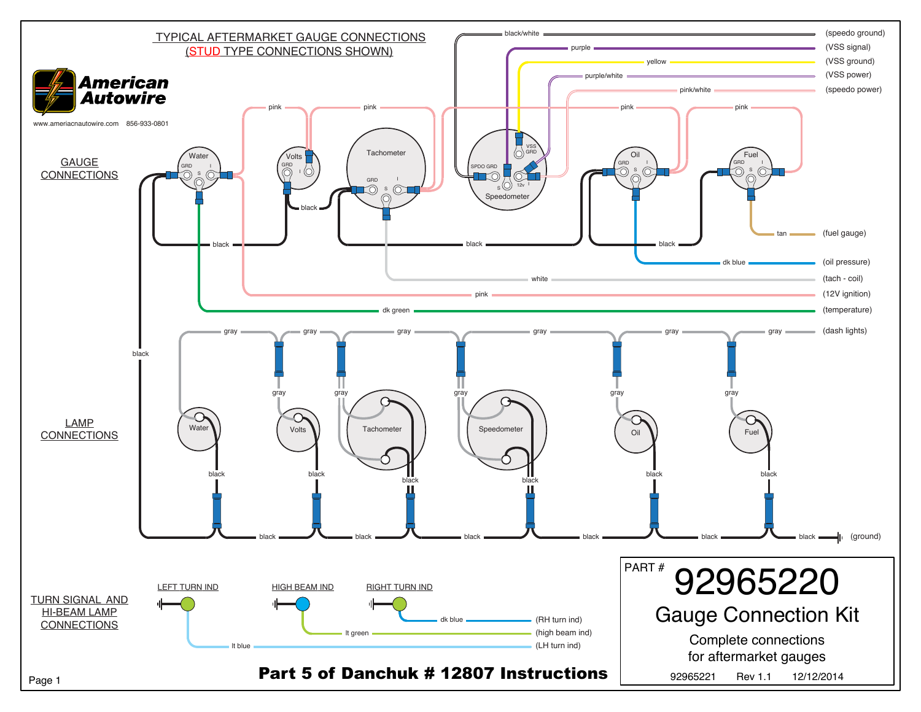# TYPICAL AFTERMARKET GAUGE CONNECTIONS
## (STUD TYPE CONNECTIONS SHOWN)

**American Autowire**

www.americanautowire.com 856-933-0801

## GAUGE CONNECTIONS

- black/white — (speedo ground)
- purple — (VSS signal)
- yellow — (VSS ground)
- purple/white — (VSS power)
- pink/white — (speedo power)
- tan — (fuel gauge)
- dk blue — (oil pressure)
- white — (tach - coil)
- pink — (12V ignition)
- dk green — (temperature)

Water (GRD, S, I) · Volts (GRD, I) · Tachometer (GRD, S, I) · Speedometer (SPDO GRD, VSS GRD, S, 12v, I) · Oil (GRD, S, I) · Fuel (GRD, S, I)

## LAMP CONNECTIONS

- gray — (dash lights)
- black — (ground)

Water · Volts · Tachometer · Speedometer · Oil · Fuel

## TURN SIGNAL AND HI-BEAM LAMP CONNECTIONS

LEFT TURN IND · HIGH BEAM IND · RIGHT TURN IND

- dk blue — (RH turn ind)
- lt green — (high beam ind)
- lt blue — (LH turn ind)

PART # **92965220**

**Gauge Connection Kit**

Complete connections for aftermarket gauges

92965221 Rev 1.1 12/12/2014

**Part 5 of Danchuk # 12807 Instructions**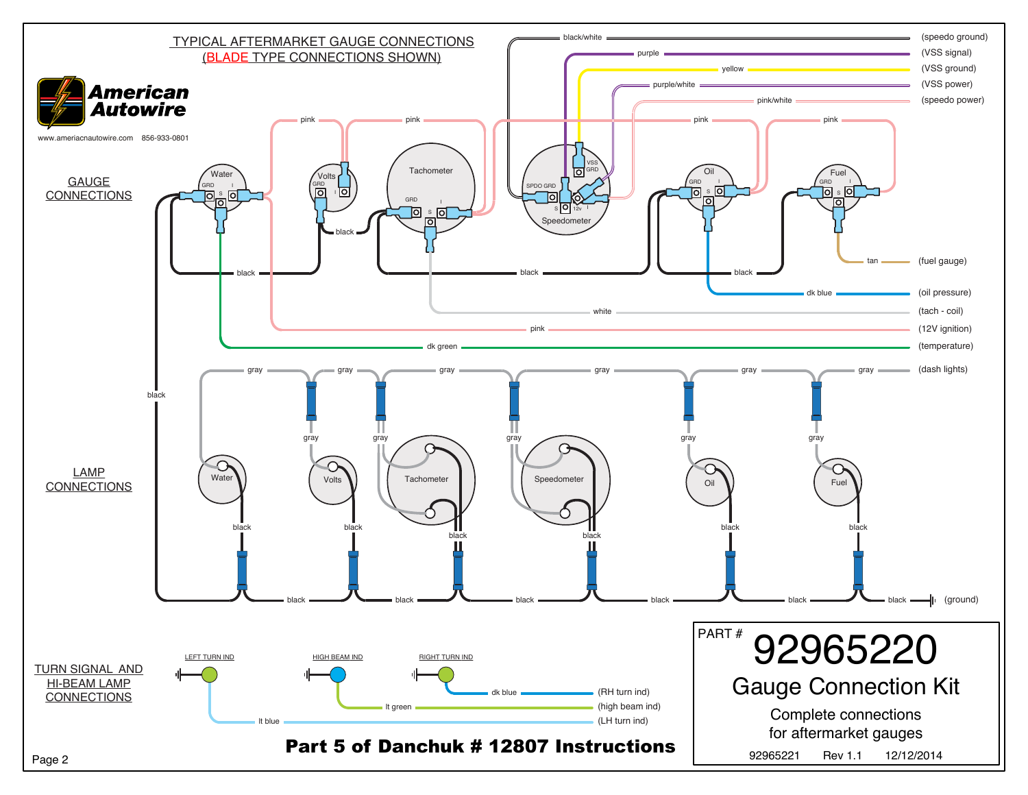# TYPICAL AFTERMARKET GAUGE CONNECTIONS
## (BLADE TYPE CONNECTIONS SHOWN)

American Autowire

www.ameriacnautowire.com 856-933-0801

GAUGE CONNECTIONS

Water
GRD
S
I

Volts
GRD
I

Tachometer
GRD
S
I

Speedometer
SPDO GRD
VSS GRD
S
12v
I

Oil
GRD
S
I

Fuel
GRD
S
I

pink
pink
pink
pink
black
black
black
black
black

black/white (speedo ground)
purple (VSS signal)
yellow (VSS ground)
purple/white (VSS power)
pink/white (speedo power)
tan (fuel gauge)
dk blue (oil pressure)
white (tach - coil)
pink (12V ignition)
dk green (temperature)
gray (dash lights)

LAMP CONNECTIONS

Water
Volts
Tachometer
Speedometer
Oil
Fuel

gray
black
black (ground)

TURN SIGNAL AND HI-BEAM LAMP CONNECTIONS

LEFT TURN IND
HIGH BEAM IND
RIGHT TURN IND

dk blue (RH turn ind)
lt green (high beam ind)
lt blue (LH turn ind)

**Part 5 of Danchuk # 12807 Instructions**

PART # 92965220

Gauge Connection Kit

Complete connections for aftermarket gauges

92965221 Rev 1.1 12/12/2014